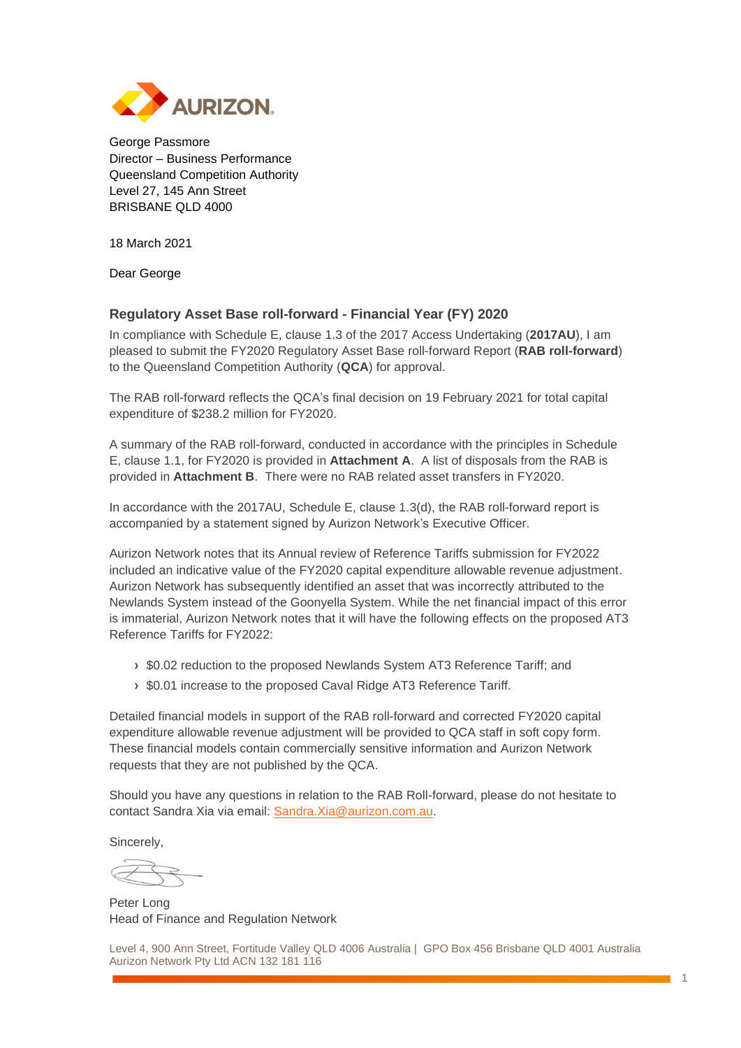George Passmore
Director – Business Performance
Queensland Competition Authority
Level 27, 145 Ann Street
BRISBANE QLD 4000

18 March 2021

Dear George

## Regulatory Asset Base roll-forward - Financial Year (FY) 2020

In compliance with Schedule E, clause 1.3 of the 2017 Access Undertaking (**2017AU**), I am pleased to submit the FY2020 Regulatory Asset Base roll-forward Report (**RAB roll-forward**) to the Queensland Competition Authority (**QCA**) for approval.

The RAB roll-forward reflects the QCA's final decision on 19 February 2021 for total capital expenditure of $238.2 million for FY2020.

A summary of the RAB roll-forward, conducted in accordance with the principles in Schedule E, clause 1.1, for FY2020 is provided in **Attachment A**. A list of disposals from the RAB is provided in **Attachment B**. There were no RAB related asset transfers in FY2020.

In accordance with the 2017AU, Schedule E, clause 1.3(d), the RAB roll-forward report is accompanied by a statement signed by Aurizon Network's Executive Officer.

Aurizon Network notes that its Annual review of Reference Tariffs submission for FY2022 included an indicative value of the FY2020 capital expenditure allowable revenue adjustment. Aurizon Network has subsequently identified an asset that was incorrectly attributed to the Newlands System instead of the Goonyella System. While the net financial impact of this error is immaterial, Aurizon Network notes that it will have the following effects on the proposed AT3 Reference Tariffs for FY2022:

- $0.02 reduction to the proposed Newlands System AT3 Reference Tariff; and
- $0.01 increase to the proposed Caval Ridge AT3 Reference Tariff.

Detailed financial models in support of the RAB roll-forward and corrected FY2020 capital expenditure allowable revenue adjustment will be provided to QCA staff in soft copy form. These financial models contain commercially sensitive information and Aurizon Network requests that they are not published by the QCA.

Should you have any questions in relation to the RAB Roll-forward, please do not hesitate to contact Sandra Xia via email: Sandra.Xia@aurizon.com.au.

Sincerely,

Peter Long
Head of Finance and Regulation Network

Level 4, 900 Ann Street, Fortitude Valley QLD 4006 Australia | GPO Box 456 Brisbane QLD 4001 Australia
Aurizon Network Pty Ltd ACN 132 181 116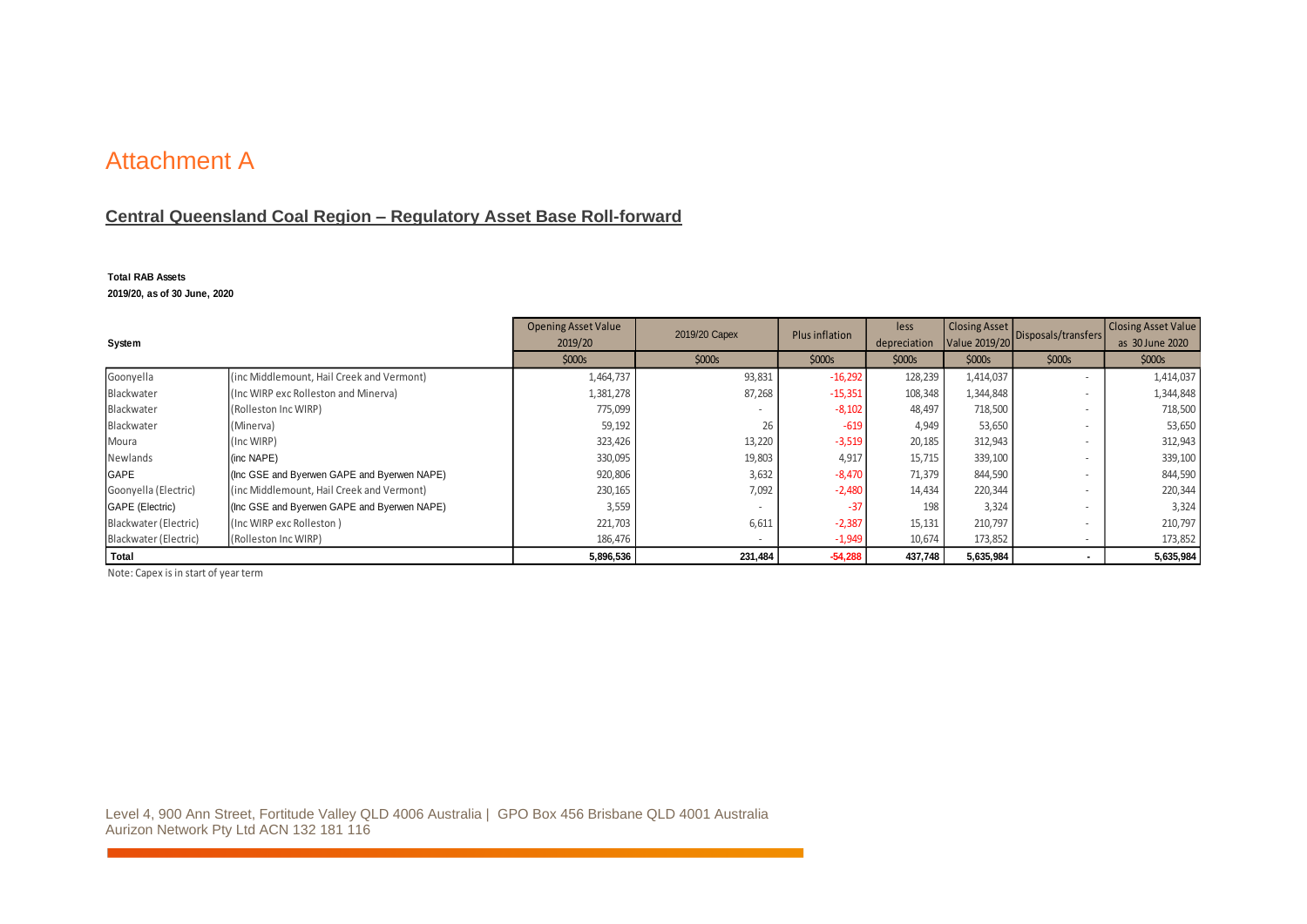# Attachment A

## Central Queensland Coal Region – Regulatory Asset Base Roll-forward

**Total RAB Assets**

**2019/20, as of 30 June, 2020**

| System | | Opening Asset Value 2019/20 | 2019/20 Capex | Plus inflation | less depreciation | Closing Asset Value 2019/20 | Disposals/transfers | Closing Asset Value as 30 June 2020 |
|---|---|---|---|---|---|---|---|---|
| | | $000s | $000s | $000s | $000s | $000s | $000s | $000s |
| Goonyella | (inc Middlemount, Hail Creek and Vermont) | 1,464,737 | 93,831 | -16,292 | 128,239 | 1,414,037 | - | 1,414,037 |
| Blackwater | (Inc WIRP exc Rolleston and Minerva) | 1,381,278 | 87,268 | -15,351 | 108,348 | 1,344,848 | - | 1,344,848 |
| Blackwater | (Rolleston Inc WIRP) | 775,099 | - | -8,102 | 48,497 | 718,500 | - | 718,500 |
| Blackwater | (Minerva) | 59,192 | 26 | -619 | 4,949 | 53,650 | - | 53,650 |
| Moura | (Inc WIRP) | 323,426 | 13,220 | -3,519 | 20,185 | 312,943 | - | 312,943 |
| Newlands | (inc NAPE) | 330,095 | 19,803 | 4,917 | 15,715 | 339,100 | - | 339,100 |
| GAPE | (Inc GSE and Byerwen GAPE and Byerwen NAPE) | 920,806 | 3,632 | -8,470 | 71,379 | 844,590 | - | 844,590 |
| Goonyella (Electric) | (inc Middlemount, Hail Creek and Vermont) | 230,165 | 7,092 | -2,480 | 14,434 | 220,344 | - | 220,344 |
| GAPE (Electric) | (Inc GSE and Byerwen GAPE and Byerwen NAPE) | 3,559 | - | -37 | 198 | 3,324 | - | 3,324 |
| Blackwater (Electric) | (Inc WIRP exc Rolleston ) | 221,703 | 6,611 | -2,387 | 15,131 | 210,797 | - | 210,797 |
| Blackwater (Electric) | (Rolleston Inc WIRP) | 186,476 | - | -1,949 | 10,674 | 173,852 | - | 173,852 |
| **Total** | | **5,896,536** | **231,484** | **-54,288** | **437,748** | **5,635,984** | **-** | **5,635,984** |

Note: Capex is in start of year term

Level 4, 900 Ann Street, Fortitude Valley QLD 4006 Australia | GPO Box 456 Brisbane QLD 4001 Australia
Aurizon Network Pty Ltd ACN 132 181 116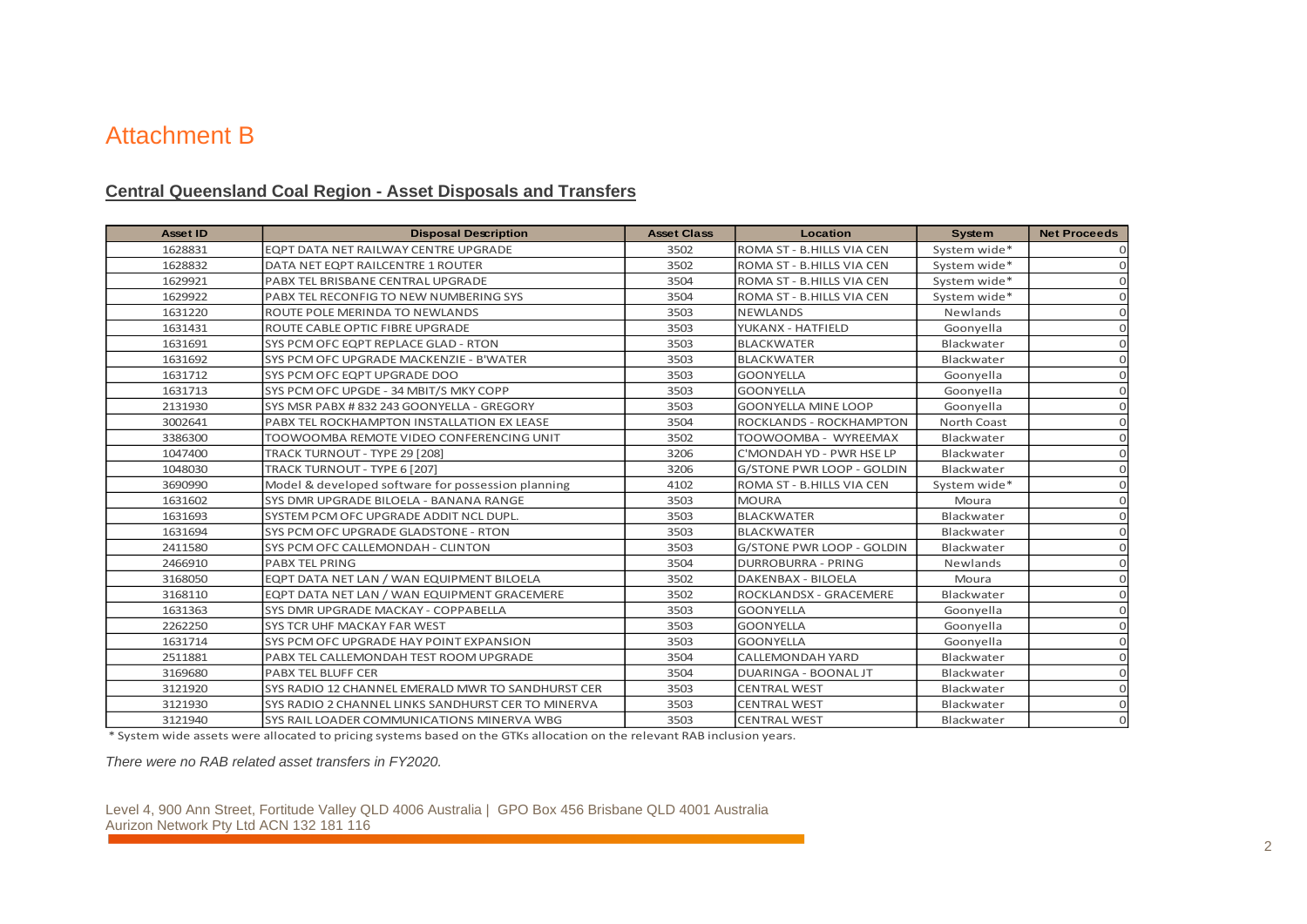# Attachment B

## Central Queensland Coal Region - Asset Disposals and Transfers

| Asset ID | Disposal Description | Asset Class | Location | System | Net Proceeds |
|---|---|---|---|---|---|
| 1628831 | EQPT DATA NET RAILWAY CENTRE UPGRADE | 3502 | ROMA ST - B.HILLS VIA CEN | System wide* | 0 |
| 1628832 | DATA NET EQPT RAILCENTRE 1 ROUTER | 3502 | ROMA ST - B.HILLS VIA CEN | System wide* | 0 |
| 1629921 | PABX TEL BRISBANE CENTRAL UPGRADE | 3504 | ROMA ST - B.HILLS VIA CEN | System wide* | 0 |
| 1629922 | PABX TEL RECONFIG TO NEW NUMBERING SYS | 3504 | ROMA ST - B.HILLS VIA CEN | System wide* | 0 |
| 1631220 | ROUTE POLE MERINDA TO NEWLANDS | 3503 | NEWLANDS | Newlands | 0 |
| 1631431 | ROUTE CABLE OPTIC FIBRE UPGRADE | 3503 | YUKANX - HATFIELD | Goonyella | 0 |
| 1631691 | SYS PCM OFC EQPT REPLACE GLAD - RTON | 3503 | BLACKWATER | Blackwater | 0 |
| 1631692 | SYS PCM OFC UPGRADE MACKENZIE - B'WATER | 3503 | BLACKWATER | Blackwater | 0 |
| 1631712 | SYS PCM OFC EQPT UPGRADE DOO | 3503 | GOONYELLA | Goonyella | 0 |
| 1631713 | SYS PCM OFC UPGDE - 34 MBIT/S MKY COPP | 3503 | GOONYELLA | Goonyella | 0 |
| 2131930 | SYS MSR PABX # 832 243 GOONYELLA - GREGORY | 3503 | GOONYELLA MINE LOOP | Goonyella | 0 |
| 3002641 | PABX TEL ROCKHAMPTON INSTALLATION EX LEASE | 3504 | ROCKLANDS - ROCKHAMPTON | North Coast | 0 |
| 3386300 | TOOWOOMBA REMOTE VIDEO CONFERENCING UNIT | 3502 | TOOWOOMBA - WYREEMAX | Blackwater | 0 |
| 1047400 | TRACK TURNOUT - TYPE 29 [208] | 3206 | C'MONDAH YD - PWR HSE LP | Blackwater | 0 |
| 1048030 | TRACK TURNOUT - TYPE 6 [207] | 3206 | G/STONE PWR LOOP - GOLDIN | Blackwater | 0 |
| 3690990 | Model & developed software for possession planning | 4102 | ROMA ST - B.HILLS VIA CEN | System wide* | 0 |
| 1631602 | SYS DMR UPGRADE BILOELA - BANANA RANGE | 3503 | MOURA | Moura | 0 |
| 1631693 | SYSTEM PCM OFC UPGRADE ADDIT NCL DUPL. | 3503 | BLACKWATER | Blackwater | 0 |
| 1631694 | SYS PCM OFC UPGRADE GLADSTONE - RTON | 3503 | BLACKWATER | Blackwater | 0 |
| 2411580 | SYS PCM OFC CALLEMONDAH - CLINTON | 3503 | G/STONE PWR LOOP - GOLDIN | Blackwater | 0 |
| 2466910 | PABX TEL PRING | 3504 | DURROBURRA - PRING | Newlands | 0 |
| 3168050 | EQPT DATA NET LAN / WAN EQUIPMENT BILOELA | 3502 | DAKENBAX - BILOELA | Moura | 0 |
| 3168110 | EQPT DATA NET LAN / WAN EQUIPMENT GRACEMERE | 3502 | ROCKLANDSX - GRACEMERE | Blackwater | 0 |
| 1631363 | SYS DMR UPGRADE MACKAY - COPPABELLA | 3503 | GOONYELLA | Goonyella | 0 |
| 2262250 | SYS TCR UHF MACKAY FAR WEST | 3503 | GOONYELLA | Goonyella | 0 |
| 1631714 | SYS PCM OFC UPGRADE HAY POINT EXPANSION | 3503 | GOONYELLA | Goonyella | 0 |
| 2511881 | PABX TEL CALLEMONDAH TEST ROOM UPGRADE | 3504 | CALLEMONDAH YARD | Blackwater | 0 |
| 3169680 | PABX TEL BLUFF CER | 3504 | DUARINGA - BOONAL JT | Blackwater | 0 |
| 3121920 | SYS RADIO 12 CHANNEL EMERALD MWR TO SANDHURST CER | 3503 | CENTRAL WEST | Blackwater | 0 |
| 3121930 | SYS RADIO 2 CHANNEL LINKS SANDHURST CER TO MINERVA | 3503 | CENTRAL WEST | Blackwater | 0 |
| 3121940 | SYS RAIL LOADER COMMUNICATIONS MINERVA WBG | 3503 | CENTRAL WEST | Blackwater | 0 |

* System wide assets were allocated to pricing systems based on the GTKs allocation on the relevant RAB inclusion years.

*There were no RAB related asset transfers in FY2020.*

Level 4, 900 Ann Street, Fortitude Valley QLD 4006 Australia | GPO Box 456 Brisbane QLD 4001 Australia
Aurizon Network Pty Ltd ACN 132 181 116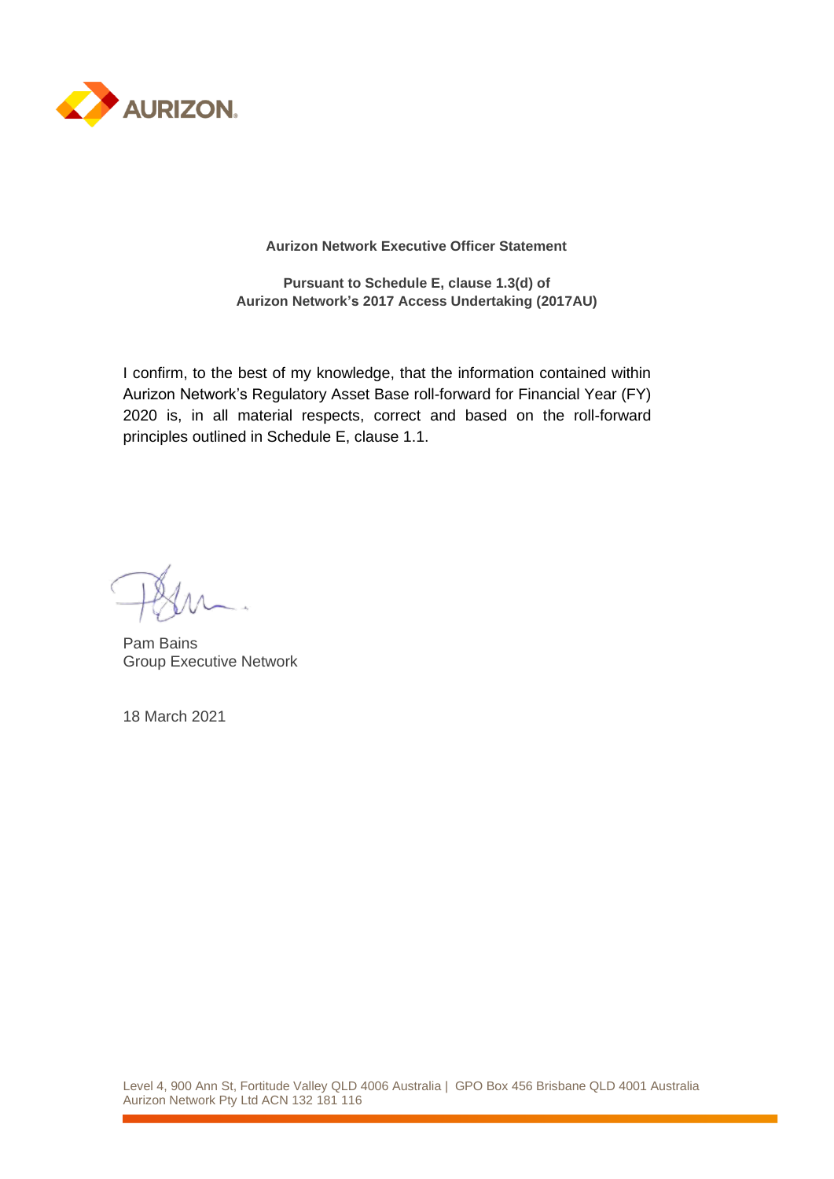**Aurizon Network Executive Officer Statement**

**Pursuant to Schedule E, clause 1.3(d) of Aurizon Network's 2017 Access Undertaking (2017AU)**

I confirm, to the best of my knowledge, that the information contained within Aurizon Network's Regulatory Asset Base roll-forward for Financial Year (FY) 2020 is, in all material respects, correct and based on the roll-forward principles outlined in Schedule E, clause 1.1.

Pam Bains
Group Executive Network

18 March 2021

Level 4, 900 Ann St, Fortitude Valley QLD 4006 Australia | GPO Box 456 Brisbane QLD 4001 Australia
Aurizon Network Pty Ltd ACN 132 181 116